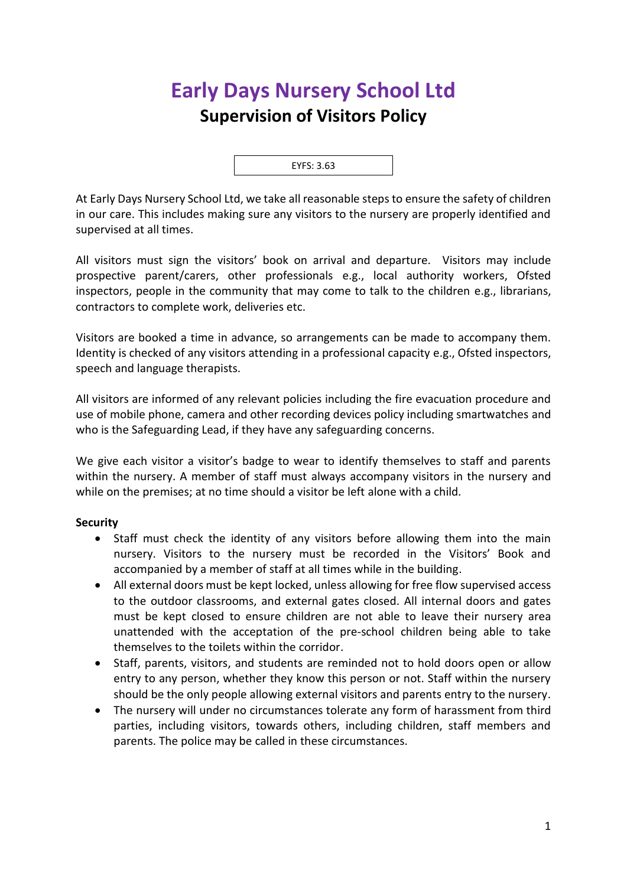# Early Days Nursery School Ltd

## Supervision of Visitors Policy

EYFS: 3.63

At Early Days Nursery School Ltd, we take all reasonable steps to ensure the safety of children in our care. This includes making sure any visitors to the nursery are properly identified and supervised at all times.

All visitors must sign the visitors' book on arrival and departure. Visitors may include prospective parent/carers, other professionals e.g., local authority workers, Ofsted inspectors, people in the community that may come to talk to the children e.g., librarians, contractors to complete work, deliveries etc.

Visitors are booked a time in advance, so arrangements can be made to accompany them. Identity is checked of any visitors attending in a professional capacity e.g., Ofsted inspectors, speech and language therapists.

All visitors are informed of any relevant policies including the fire evacuation procedure and use of mobile phone, camera and other recording devices policy including smartwatches and who is the Safeguarding Lead, if they have any safeguarding concerns.

We give each visitor a visitor's badge to wear to identify themselves to staff and parents within the nursery. A member of staff must always accompany visitors in the nursery and while on the premises; at no time should a visitor be left alone with a child.

**Security**

- Staff must check the identity of any visitors before allowing them into the main nursery. Visitors to the nursery must be recorded in the Visitors' Book and accompanied by a member of staff at all times while in the building.
- All external doors must be kept locked, unless allowing for free flow supervised access to the outdoor classrooms, and external gates closed. All internal doors and gates must be kept closed to ensure children are not able to leave their nursery area unattended with the acceptation of the pre-school children being able to take themselves to the toilets within the corridor.
- Staff, parents, visitors, and students are reminded not to hold doors open or allow entry to any person, whether they know this person or not. Staff within the nursery should be the only people allowing external visitors and parents entry to the nursery.
- The nursery will under no circumstances tolerate any form of harassment from third parties, including visitors, towards others, including children, staff members and parents. The police may be called in these circumstances.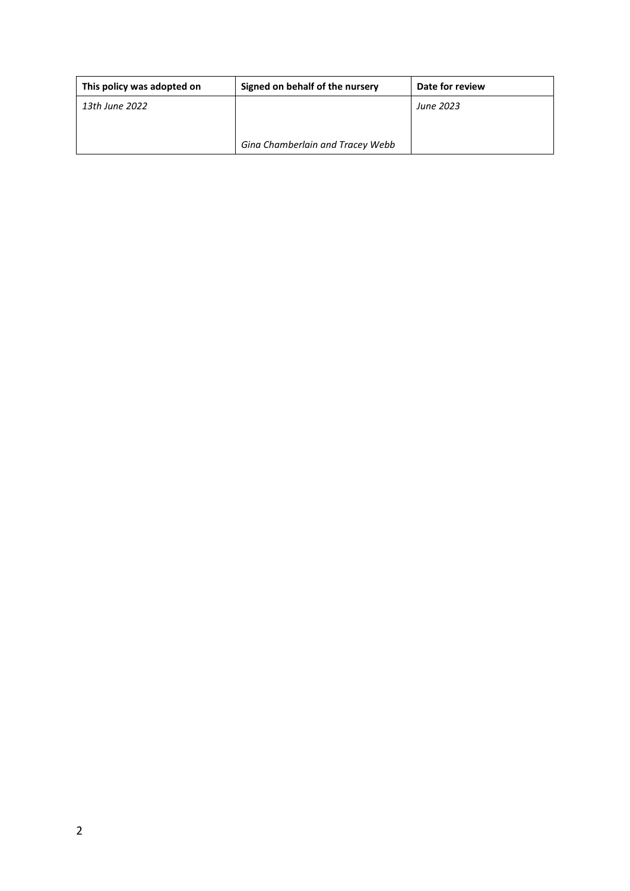| This policy was adopted on | Signed on behalf of the nursery | Date for review |
| --- | --- | --- |
| *13th June 2022* | *Gina Chamberlain and Tracey Webb* | *June 2023* |